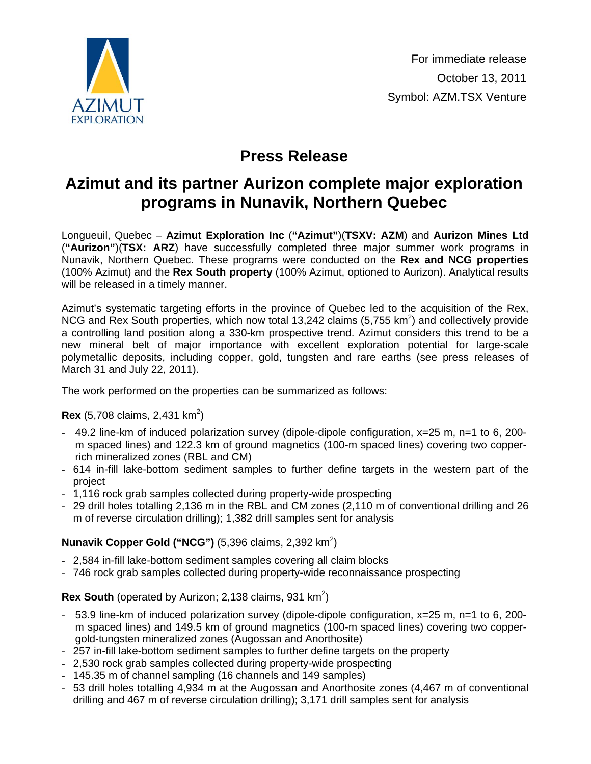AZIMUT EXPLORATION

For immediate release
October 13, 2011
Symbol: AZM.TSX Venture

# Press Release

## Azimut and its partner Aurizon complete major exploration programs in Nunavik, Northern Quebec

Longueuil, Quebec – **Azimut Exploration Inc** (**"Azimut"**)(**TSXV: AZM**) and **Aurizon Mines Ltd** (**"Aurizon"**)(**TSX: ARZ**) have successfully completed three major summer work programs in Nunavik, Northern Quebec. These programs were conducted on the **Rex and NCG properties** (100% Azimut) and the **Rex South property** (100% Azimut, optioned to Aurizon). Analytical results will be released in a timely manner.

Azimut's systematic targeting efforts in the province of Quebec led to the acquisition of the Rex, NCG and Rex South properties, which now total 13,242 claims (5,755 km$^2$) and collectively provide a controlling land position along a 330-km prospective trend. Azimut considers this trend to be a new mineral belt of major importance with excellent exploration potential for large-scale polymetallic deposits, including copper, gold, tungsten and rare earths (see press releases of March 31 and July 22, 2011).

The work performed on the properties can be summarized as follows:

**Rex** (5,708 claims, 2,431 km$^2$)

- 49.2 line-km of induced polarization survey (dipole-dipole configuration, x=25 m, n=1 to 6, 200-m spaced lines) and 122.3 km of ground magnetics (100-m spaced lines) covering two copper-rich mineralized zones (RBL and CM)
- 614 in-fill lake-bottom sediment samples to further define targets in the western part of the project
- 1,116 rock grab samples collected during property-wide prospecting
- 29 drill holes totalling 2,136 m in the RBL and CM zones (2,110 m of conventional drilling and 26 m of reverse circulation drilling); 1,382 drill samples sent for analysis

**Nunavik Copper Gold ("NCG")** (5,396 claims, 2,392 km$^2$)

- 2,584 in-fill lake-bottom sediment samples covering all claim blocks
- 746 rock grab samples collected during property-wide reconnaissance prospecting

**Rex South** (operated by Aurizon; 2,138 claims, 931 km$^2$)

- 53.9 line-km of induced polarization survey (dipole-dipole configuration, x=25 m, n=1 to 6, 200-m spaced lines) and 149.5 km of ground magnetics (100-m spaced lines) covering two copper-gold-tungsten mineralized zones (Augossan and Anorthosite)
- 257 in-fill lake-bottom sediment samples to further define targets on the property
- 2,530 rock grab samples collected during property-wide prospecting
- 145.35 m of channel sampling (16 channels and 149 samples)
- 53 drill holes totalling 4,934 m at the Augossan and Anorthosite zones (4,467 m of conventional drilling and 467 m of reverse circulation drilling); 3,171 drill samples sent for analysis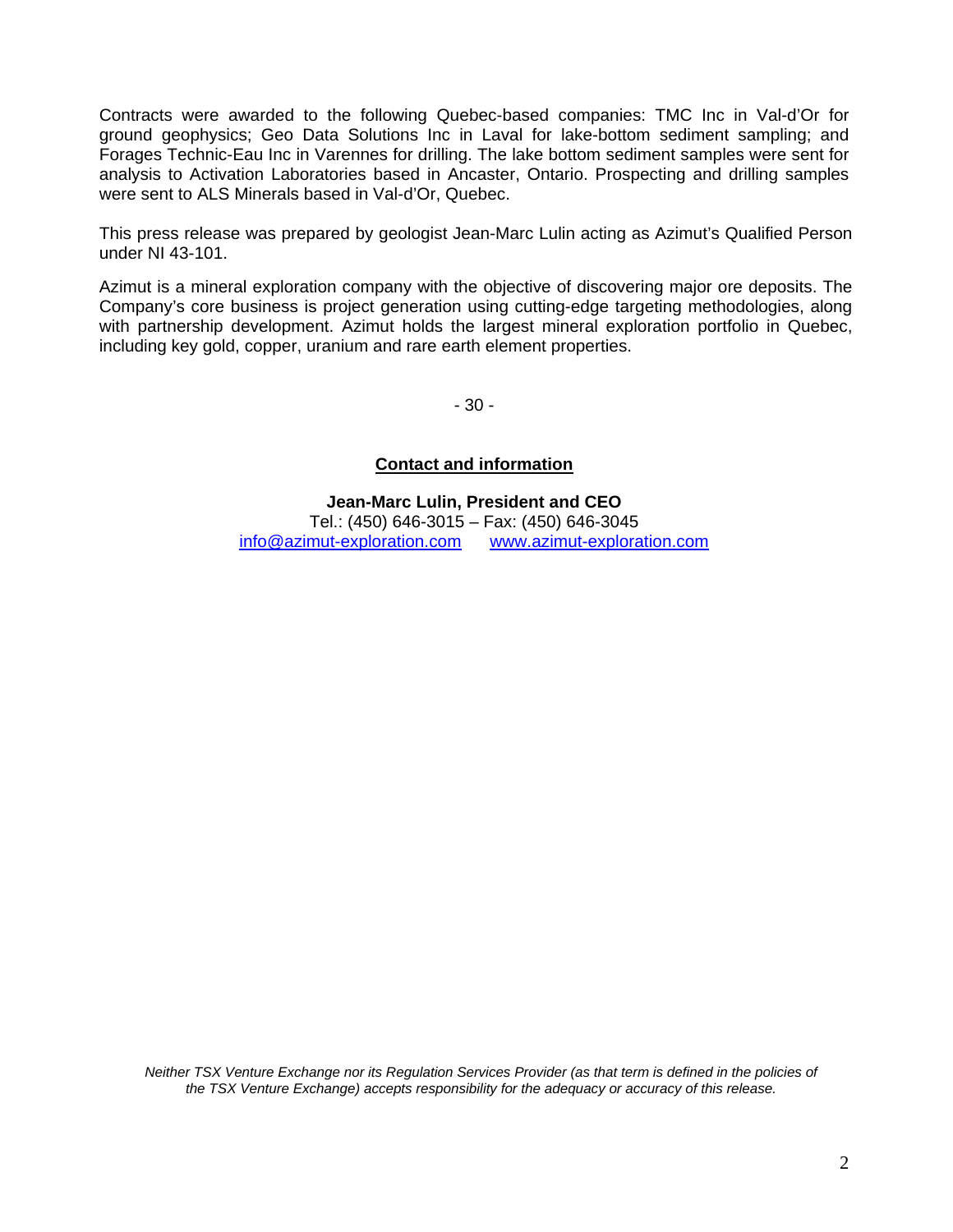Contracts were awarded to the following Quebec-based companies: TMC Inc in Val-d'Or for ground geophysics; Geo Data Solutions Inc in Laval for lake-bottom sediment sampling; and Forages Technic-Eau Inc in Varennes for drilling. The lake bottom sediment samples were sent for analysis to Activation Laboratories based in Ancaster, Ontario. Prospecting and drilling samples were sent to ALS Minerals based in Val-d'Or, Quebec.

This press release was prepared by geologist Jean-Marc Lulin acting as Azimut's Qualified Person under NI 43-101.

Azimut is a mineral exploration company with the objective of discovering major ore deposits. The Company's core business is project generation using cutting-edge targeting methodologies, along with partnership development. Azimut holds the largest mineral exploration portfolio in Quebec, including key gold, copper, uranium and rare earth element properties.

- 30 -

**Contact and information**

**Jean-Marc Lulin, President and CEO**
Tel.: (450) 646-3015 – Fax: (450) 646-3045
info@azimut-exploration.com www.azimut-exploration.com

*Neither TSX Venture Exchange nor its Regulation Services Provider (as that term is defined in the policies of the TSX Venture Exchange) accepts responsibility for the adequacy or accuracy of this release.*